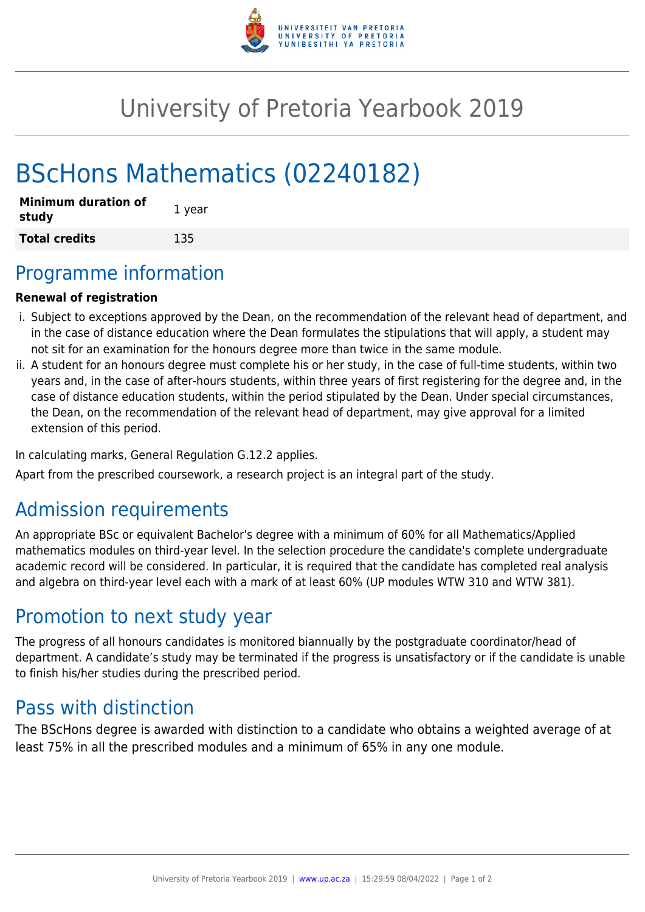# University of Pretoria Yearbook 2019

# BScHons Mathematics (02240182)

| **Minimum duration of study** | 1 year |
|---|---|
| **Total credits** | 135 |

## Programme information

**Renewal of registration**

i. Subject to exceptions approved by the Dean, on the recommendation of the relevant head of department, and in the case of distance education where the Dean formulates the stipulations that will apply, a student may not sit for an examination for the honours degree more than twice in the same module.
ii. A student for an honours degree must complete his or her study, in the case of full-time students, within two years and, in the case of after-hours students, within three years of first registering for the degree and, in the case of distance education students, within the period stipulated by the Dean. Under special circumstances, the Dean, on the recommendation of the relevant head of department, may give approval for a limited extension of this period.

In calculating marks, General Regulation G.12.2 applies.

Apart from the prescribed coursework, a research project is an integral part of the study.

## Admission requirements

An appropriate BSc or equivalent Bachelor's degree with a minimum of 60% for all Mathematics/Applied mathematics modules on third-year level. In the selection procedure the candidate's complete undergraduate academic record will be considered. In particular, it is required that the candidate has completed real analysis and algebra on third-year level each with a mark of at least 60% (UP modules WTW 310 and WTW 381).

## Promotion to next study year

The progress of all honours candidates is monitored biannually by the postgraduate coordinator/head of department. A candidate's study may be terminated if the progress is unsatisfactory or if the candidate is unable to finish his/her studies during the prescribed period.

## Pass with distinction

The BScHons degree is awarded with distinction to a candidate who obtains a weighted average of at least 75% in all the prescribed modules and a minimum of 65% in any one module.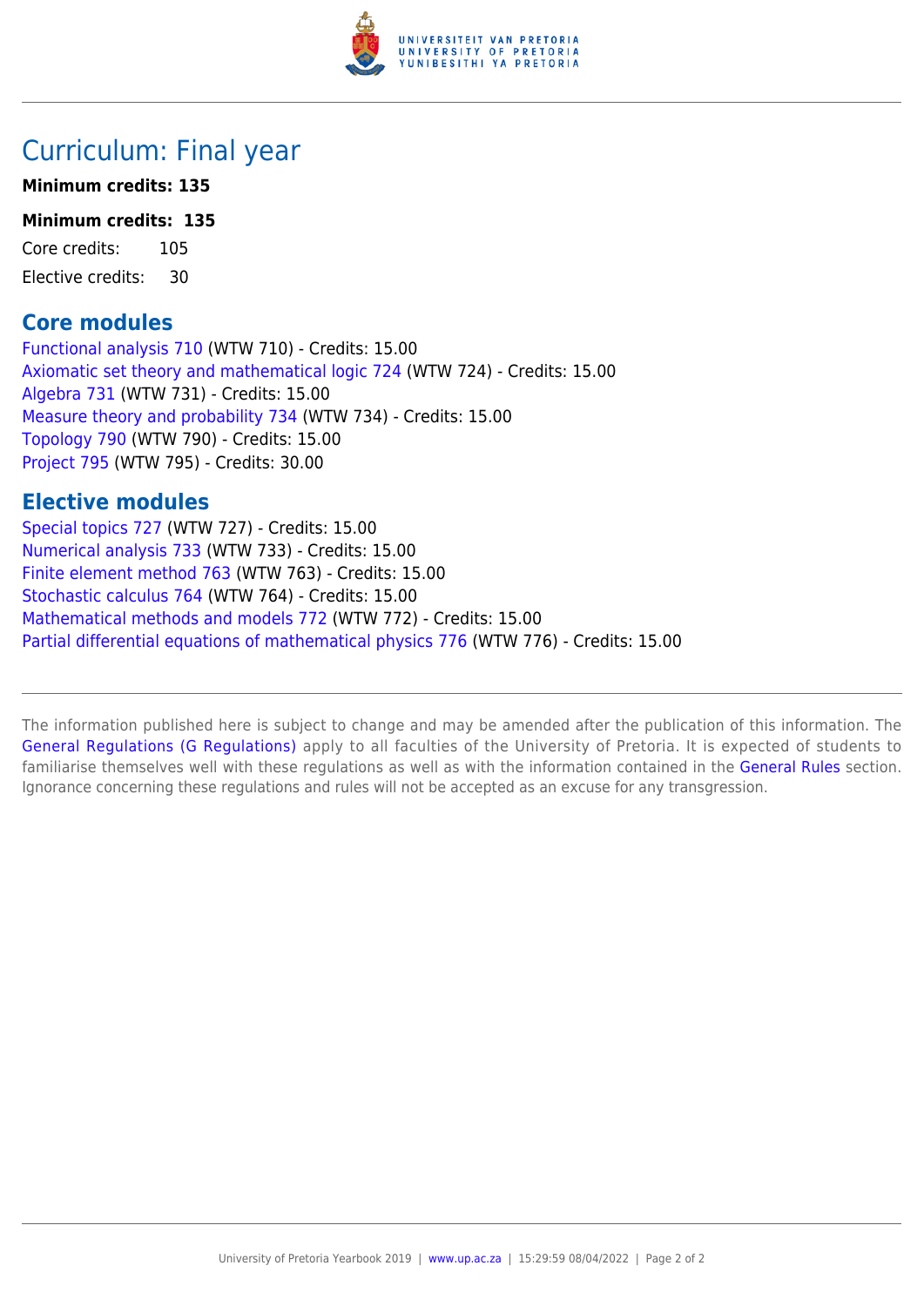# Curriculum: Final year

**Minimum credits: 135**

**Minimum credits: 135**

Core credits: 105

Elective credits: 30

## Core modules

Functional analysis 710 (WTW 710) - Credits: 15.00
Axiomatic set theory and mathematical logic 724 (WTW 724) - Credits: 15.00
Algebra 731 (WTW 731) - Credits: 15.00
Measure theory and probability 734 (WTW 734) - Credits: 15.00
Topology 790 (WTW 790) - Credits: 15.00
Project 795 (WTW 795) - Credits: 30.00

## Elective modules

Special topics 727 (WTW 727) - Credits: 15.00
Numerical analysis 733 (WTW 733) - Credits: 15.00
Finite element method 763 (WTW 763) - Credits: 15.00
Stochastic calculus 764 (WTW 764) - Credits: 15.00
Mathematical methods and models 772 (WTW 772) - Credits: 15.00
Partial differential equations of mathematical physics 776 (WTW 776) - Credits: 15.00

The information published here is subject to change and may be amended after the publication of this information. The General Regulations (G Regulations) apply to all faculties of the University of Pretoria. It is expected of students to familiarise themselves well with these regulations as well as with the information contained in the General Rules section. Ignorance concerning these regulations and rules will not be accepted as an excuse for any transgression.